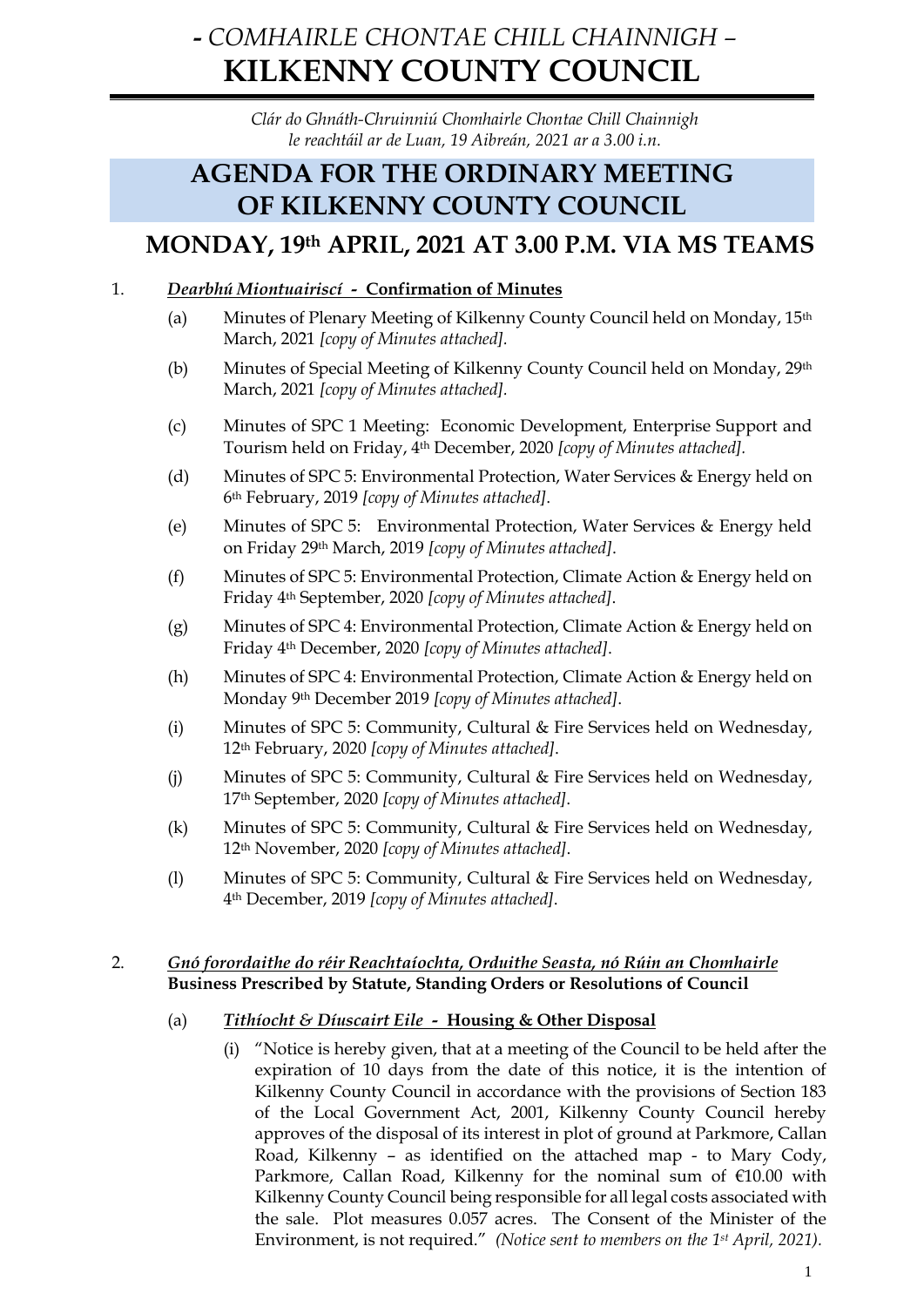# *- COMHAIRLE CHONTAE CHILL CHAINNIGH –*
# KILKENNY COUNTY COUNCIL

*Clár do Ghnáth-Chruinniú Chomhairle Chontae Chill Chainnigh le reachtáil ar de Luan, 19 Aibreán, 2021 ar a 3.00 i.n.*

## AGENDA FOR THE ORDINARY MEETING OF KILKENNY COUNTY COUNCIL

## MONDAY, 19th APRIL, 2021 AT 3.00 P.M. VIA MS TEAMS

1. ***Dearbhú Miontuairiscí -*** **Confirmation of Minutes**

   (a) Minutes of Plenary Meeting of Kilkenny County Council held on Monday, 15th March, 2021 *[copy of Minutes attached].*

   (b) Minutes of Special Meeting of Kilkenny County Council held on Monday, 29th March, 2021 *[copy of Minutes attached].*

   (c) Minutes of SPC 1 Meeting: Economic Development, Enterprise Support and Tourism held on Friday, 4th December, 2020 *[copy of Minutes attached].*

   (d) Minutes of SPC 5: Environmental Protection, Water Services & Energy held on 6th February, 2019 *[copy of Minutes attached].*

   (e) Minutes of SPC 5: Environmental Protection, Water Services & Energy held on Friday 29th March, 2019 *[copy of Minutes attached].*

   (f) Minutes of SPC 5: Environmental Protection, Climate Action & Energy held on Friday 4th September, 2020 *[copy of Minutes attached].*

   (g) Minutes of SPC 4: Environmental Protection, Climate Action & Energy held on Friday 4th December, 2020 *[copy of Minutes attached].*

   (h) Minutes of SPC 4: Environmental Protection, Climate Action & Energy held on Monday 9th December 2019 *[copy of Minutes attached].*

   (i) Minutes of SPC 5: Community, Cultural & Fire Services held on Wednesday, 12th February, 2020 *[copy of Minutes attached].*

   (j) Minutes of SPC 5: Community, Cultural & Fire Services held on Wednesday, 17th September, 2020 *[copy of Minutes attached].*

   (k) Minutes of SPC 5: Community, Cultural & Fire Services held on Wednesday, 12th November, 2020 *[copy of Minutes attached].*

   (l) Minutes of SPC 5: Community, Cultural & Fire Services held on Wednesday, 4th December, 2019 *[copy of Minutes attached].*

2. ***Gnó forordaithe do réir Reachtaíochta, Orduithe Seasta, nó Rúin an Chomhairle***
   **Business Prescribed by Statute, Standing Orders or Resolutions of Council**

   (a) ***Tithíocht & Díuscairt Eile -*** **Housing & Other Disposal**

   (i) "Notice is hereby given, that at a meeting of the Council to be held after the expiration of 10 days from the date of this notice, it is the intention of Kilkenny County Council in accordance with the provisions of Section 183 of the Local Government Act, 2001, Kilkenny County Council hereby approves of the disposal of its interest in plot of ground at Parkmore, Callan Road, Kilkenny – as identified on the attached map - to Mary Cody, Parkmore, Callan Road, Kilkenny for the nominal sum of €10.00 with Kilkenny County Council being responsible for all legal costs associated with the sale. Plot measures 0.057 acres. The Consent of the Minister of the Environment, is not required." *(Notice sent to members on the 1st April, 2021).*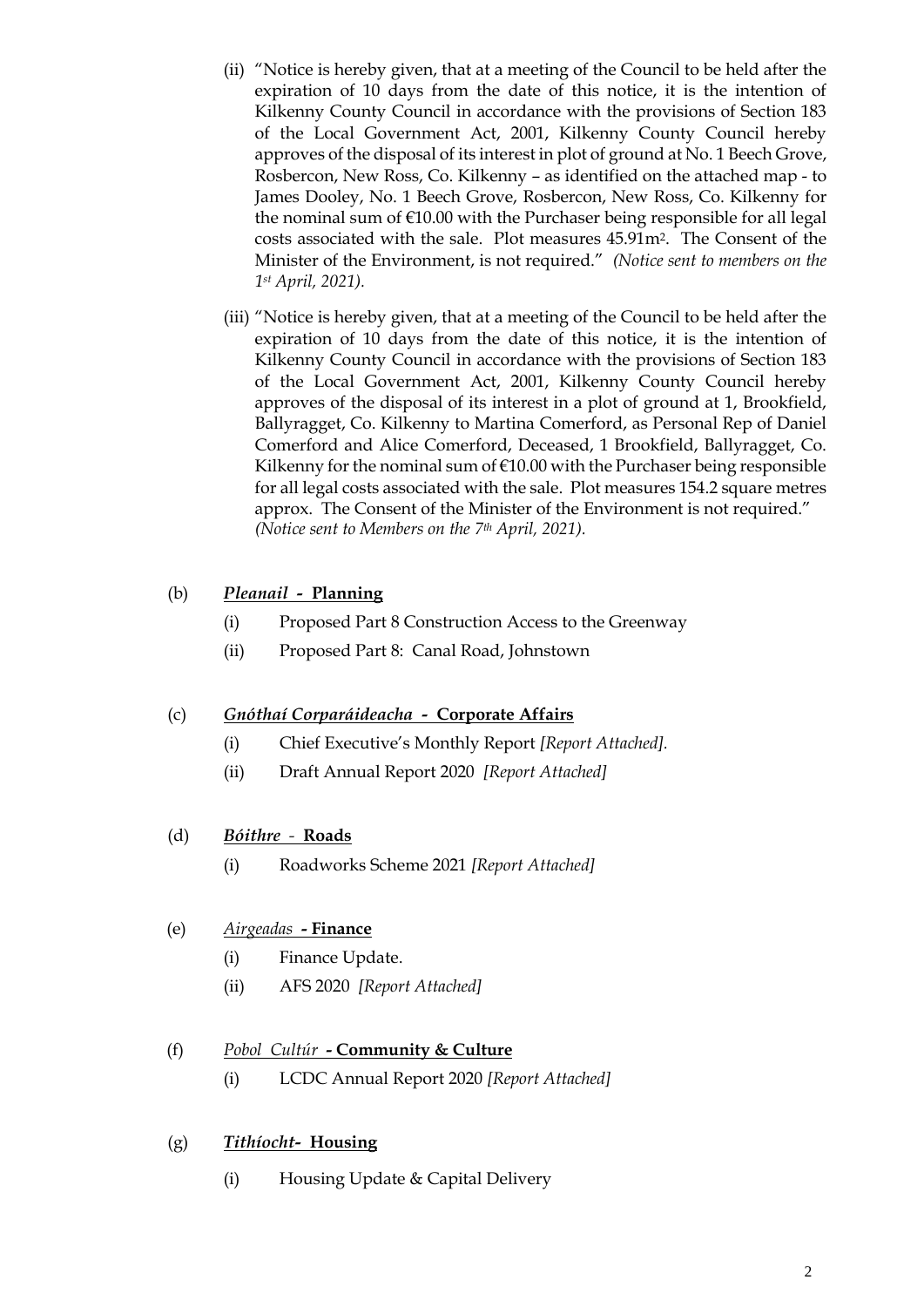(ii) "Notice is hereby given, that at a meeting of the Council to be held after the expiration of 10 days from the date of this notice, it is the intention of Kilkenny County Council in accordance with the provisions of Section 183 of the Local Government Act, 2001, Kilkenny County Council hereby approves of the disposal of its interest in plot of ground at No. 1 Beech Grove, Rosbercon, New Ross, Co. Kilkenny – as identified on the attached map - to James Dooley, No. 1 Beech Grove, Rosbercon, New Ross, Co. Kilkenny for the nominal sum of €10.00 with the Purchaser being responsible for all legal costs associated with the sale. Plot measures 45.91m². The Consent of the Minister of the Environment, is not required." *(Notice sent to members on the 1st April, 2021).*

(iii) "Notice is hereby given, that at a meeting of the Council to be held after the expiration of 10 days from the date of this notice, it is the intention of Kilkenny County Council in accordance with the provisions of Section 183 of the Local Government Act, 2001, Kilkenny County Council hereby approves of the disposal of its interest in a plot of ground at 1, Brookfield, Ballyragget, Co. Kilkenny to Martina Comerford, as Personal Rep of Daniel Comerford and Alice Comerford, Deceased, 1 Brookfield, Ballyragget, Co. Kilkenny for the nominal sum of €10.00 with the Purchaser being responsible for all legal costs associated with the sale. Plot measures 154.2 square metres approx. The Consent of the Minister of the Environment is not required." *(Notice sent to Members on the 7th April, 2021).*

(b) ***Pleanail* - Planning**

- (i) Proposed Part 8 Construction Access to the Greenway
- (ii) Proposed Part 8: Canal Road, Johnstown

(c) ***Gnóthaí Corparáideacha* - Corporate Affairs**

- (i) Chief Executive's Monthly Report *[Report Attached].*
- (ii) Draft Annual Report 2020 *[Report Attached]*

(d) ***Bóithre* - Roads**

- (i) Roadworks Scheme 2021 *[Report Attached]*

(e) *Airgeadas* **- Finance**

- (i) Finance Update.
- (ii) AFS 2020 *[Report Attached]*

(f) *Pobol Cultúr* **- Community & Culture**

- (i) LCDC Annual Report 2020 *[Report Attached]*

(g) ***Tithíocht*- Housing**

- (i) Housing Update & Capital Delivery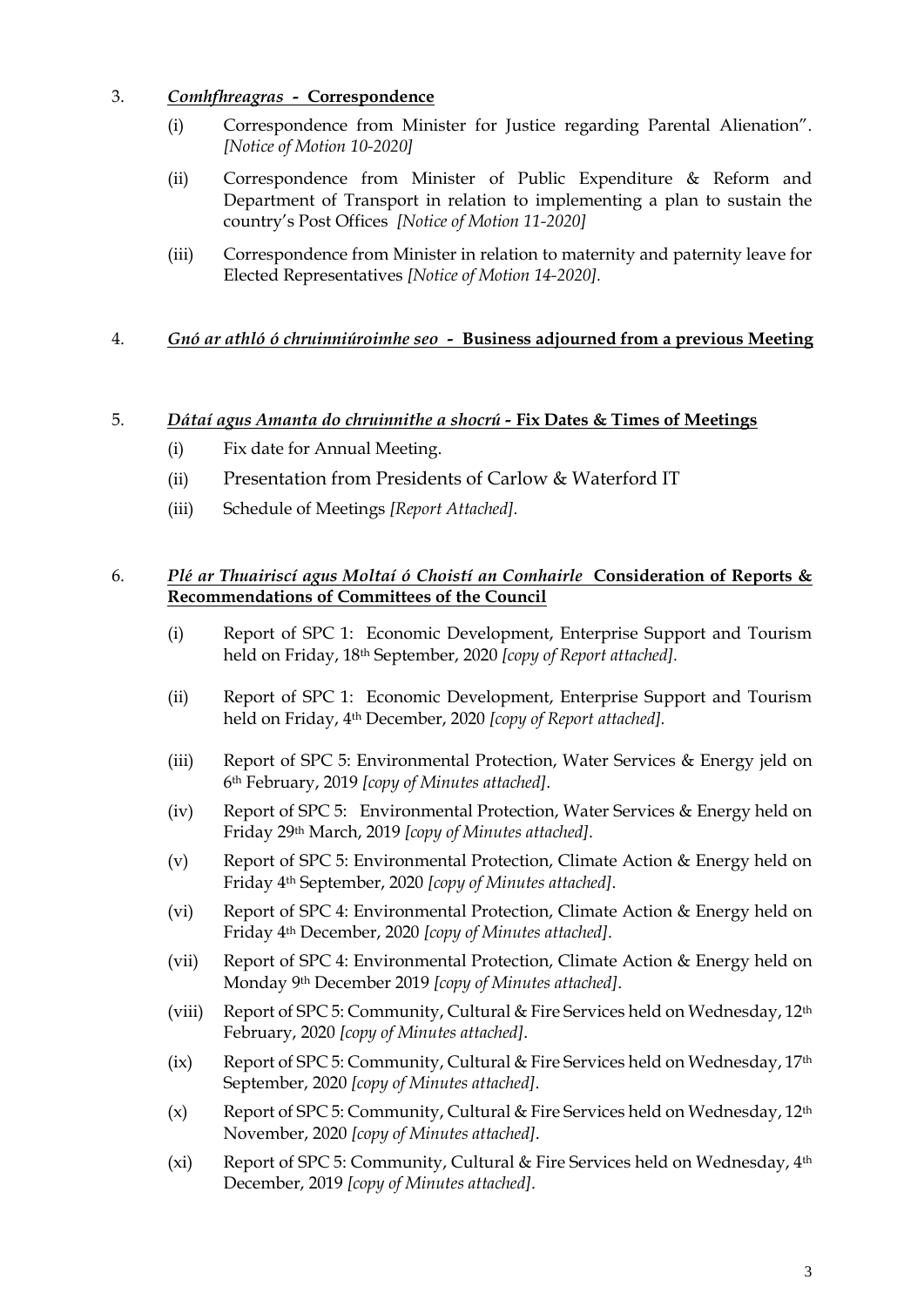3. ***Comhfhreagras* - Correspondence**

   (i) Correspondence from Minister for Justice regarding Parental Alienation". *[Notice of Motion 10-2020]*

   (ii) Correspondence from Minister of Public Expenditure & Reform and Department of Transport in relation to implementing a plan to sustain the country's Post Offices *[Notice of Motion 11-2020]*

   (iii) Correspondence from Minister in relation to maternity and paternity leave for Elected Representatives *[Notice of Motion 14-2020].*

4. ***Gnó ar athló ó chruinniúroimhe seo* - Business adjourned from a previous Meeting**

5. ***Dátaí agus Amanta do chruinnithe a shocrú* - Fix Dates & Times of Meetings**

   (i) Fix date for Annual Meeting.

   (ii) Presentation from Presidents of Carlow & Waterford IT

   (iii) Schedule of Meetings *[Report Attached].*

6. ***Plé ar Thuairiscí agus Moltaí ó Choistí an Comhairle* Consideration of Reports & Recommendations of Committees of the Council**

   (i) Report of SPC 1: Economic Development, Enterprise Support and Tourism held on Friday, 18th September, 2020 *[copy of Report attached].*

   (ii) Report of SPC 1: Economic Development, Enterprise Support and Tourism held on Friday, 4th December, 2020 *[copy of Report attached].*

   (iii) Report of SPC 5: Environmental Protection, Water Services & Energy jeld on 6th February, 2019 *[copy of Minutes attached].*

   (iv) Report of SPC 5: Environmental Protection, Water Services & Energy held on Friday 29th March, 2019 *[copy of Minutes attached].*

   (v) Report of SPC 5: Environmental Protection, Climate Action & Energy held on Friday 4th September, 2020 *[copy of Minutes attached].*

   (vi) Report of SPC 4: Environmental Protection, Climate Action & Energy held on Friday 4th December, 2020 *[copy of Minutes attached].*

   (vii) Report of SPC 4: Environmental Protection, Climate Action & Energy held on Monday 9th December 2019 *[copy of Minutes attached].*

   (viii) Report of SPC 5: Community, Cultural & Fire Services held on Wednesday, 12th February, 2020 *[copy of Minutes attached].*

   (ix) Report of SPC 5: Community, Cultural & Fire Services held on Wednesday, 17th September, 2020 *[copy of Minutes attached].*

   (x) Report of SPC 5: Community, Cultural & Fire Services held on Wednesday, 12th November, 2020 *[copy of Minutes attached].*

   (xi) Report of SPC 5: Community, Cultural & Fire Services held on Wednesday, 4th December, 2019 *[copy of Minutes attached].*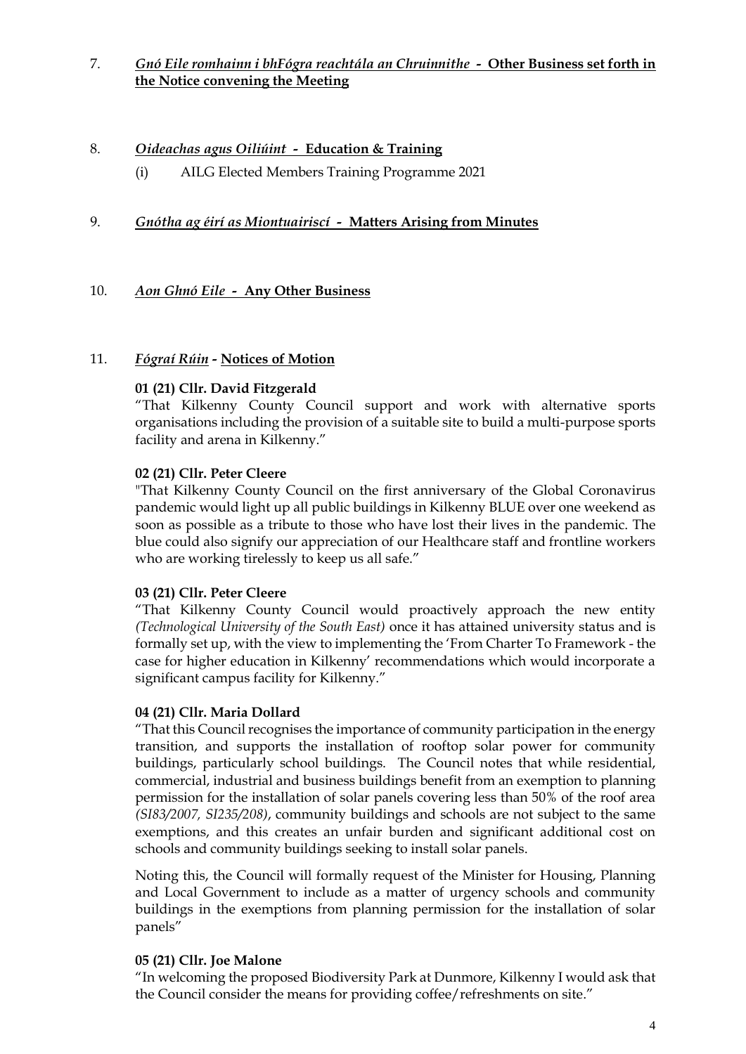7. ***Gnó Eile romhainn i bhFógra reachtála an Chruinnithe* - Other Business set forth in the Notice convening the Meeting**

8. ***Oideachas agus Oiliúint* - Education & Training**

   (i) AILG Elected Members Training Programme 2021

9. ***Gnótha ag éirí as Miontuairiscí* - Matters Arising from Minutes**

10. ***Aon Ghnó Eile* - Any Other Business**

11. ***Fógraí Rúin* - Notices of Motion**

**01 (21) Cllr. David Fitzgerald**

"That Kilkenny County Council support and work with alternative sports organisations including the provision of a suitable site to build a multi-purpose sports facility and arena in Kilkenny."

**02 (21) Cllr. Peter Cleere**

"That Kilkenny County Council on the first anniversary of the Global Coronavirus pandemic would light up all public buildings in Kilkenny BLUE over one weekend as soon as possible as a tribute to those who have lost their lives in the pandemic. The blue could also signify our appreciation of our Healthcare staff and frontline workers who are working tirelessly to keep us all safe."

**03 (21) Cllr. Peter Cleere**

"That Kilkenny County Council would proactively approach the new entity *(Technological University of the South East)* once it has attained university status and is formally set up, with the view to implementing the 'From Charter To Framework - the case for higher education in Kilkenny' recommendations which would incorporate a significant campus facility for Kilkenny."

**04 (21) Cllr. Maria Dollard**

"That this Council recognises the importance of community participation in the energy transition, and supports the installation of rooftop solar power for community buildings, particularly school buildings. The Council notes that while residential, commercial, industrial and business buildings benefit from an exemption to planning permission for the installation of solar panels covering less than 50% of the roof area *(SI83/2007, SI235/208)*, community buildings and schools are not subject to the same exemptions, and this creates an unfair burden and significant additional cost on schools and community buildings seeking to install solar panels.

Noting this, the Council will formally request of the Minister for Housing, Planning and Local Government to include as a matter of urgency schools and community buildings in the exemptions from planning permission for the installation of solar panels"

**05 (21) Cllr. Joe Malone**

"In welcoming the proposed Biodiversity Park at Dunmore, Kilkenny I would ask that the Council consider the means for providing coffee/refreshments on site."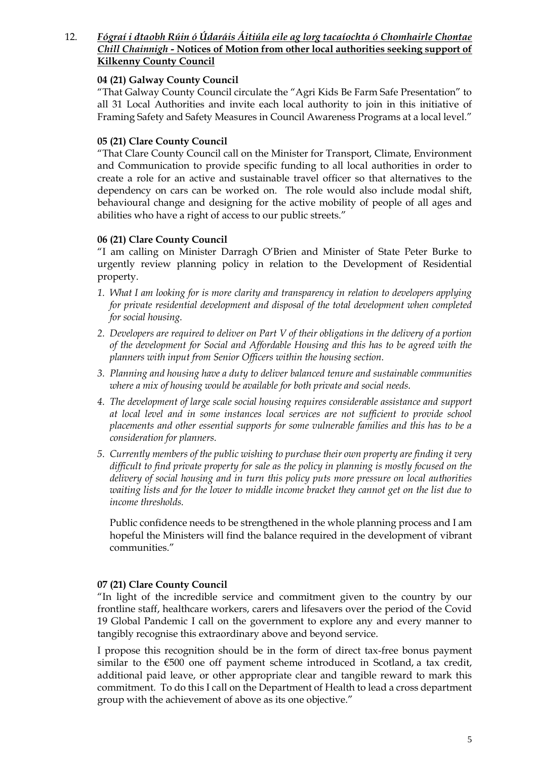## 12. ***Fógraí i dtaobh Rúin ó Údaráis Áitiúla eile ag lorg tacaíochta ó Chomhairle Chontae Chill Chainnigh* - Notices of Motion from other local authorities seeking support of Kilkenny County Council**

**04 (21) Galway County Council**

"That Galway County Council circulate the "Agri Kids Be Farm Safe Presentation" to all 31 Local Authorities and invite each local authority to join in this initiative of Framing Safety and Safety Measures in Council Awareness Programs at a local level."

**05 (21) Clare County Council**

"That Clare County Council call on the Minister for Transport, Climate, Environment and Communication to provide specific funding to all local authorities in order to create a role for an active and sustainable travel officer so that alternatives to the dependency on cars can be worked on. The role would also include modal shift, behavioural change and designing for the active mobility of people of all ages and abilities who have a right of access to our public streets."

**06 (21) Clare County Council**

"I am calling on Minister Darragh O'Brien and Minister of State Peter Burke to urgently review planning policy in relation to the Development of Residential property.

1. *What I am looking for is more clarity and transparency in relation to developers applying for private residential development and disposal of the total development when completed for social housing.*
2. *Developers are required to deliver on Part V of their obligations in the delivery of a portion of the development for Social and Affordable Housing and this has to be agreed with the planners with input from Senior Officers within the housing section.*
3. *Planning and housing have a duty to deliver balanced tenure and sustainable communities where a mix of housing would be available for both private and social needs.*
4. *The development of large scale social housing requires considerable assistance and support at local level and in some instances local services are not sufficient to provide school placements and other essential supports for some vulnerable families and this has to be a consideration for planners.*
5. *Currently members of the public wishing to purchase their own property are finding it very difficult to find private property for sale as the policy in planning is mostly focused on the delivery of social housing and in turn this policy puts more pressure on local authorities waiting lists and for the lower to middle income bracket they cannot get on the list due to income thresholds.*

Public confidence needs to be strengthened in the whole planning process and I am hopeful the Ministers will find the balance required in the development of vibrant communities."

**07 (21) Clare County Council**

"In light of the incredible service and commitment given to the country by our frontline staff, healthcare workers, carers and lifesavers over the period of the Covid 19 Global Pandemic I call on the government to explore any and every manner to tangibly recognise this extraordinary above and beyond service.

I propose this recognition should be in the form of direct tax-free bonus payment similar to the €500 one off payment scheme introduced in Scotland, a tax credit, additional paid leave, or other appropriate clear and tangible reward to mark this commitment. To do this I call on the Department of Health to lead a cross department group with the achievement of above as its one objective."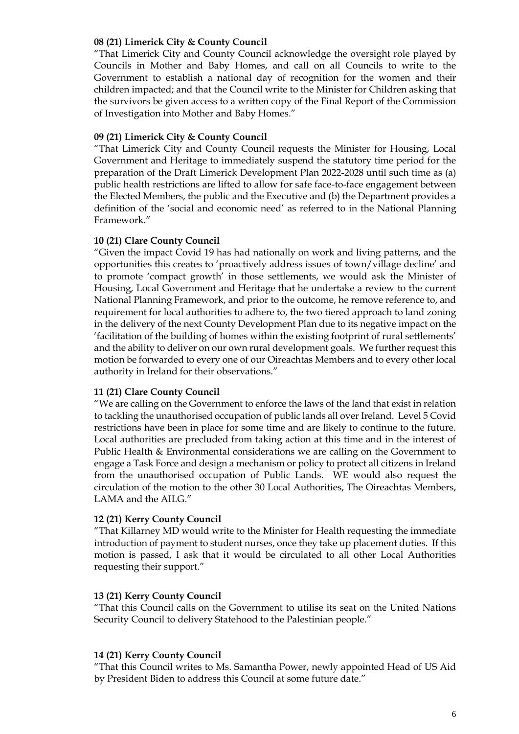**08 (21) Limerick City & County Council**

"That Limerick City and County Council acknowledge the oversight role played by Councils in Mother and Baby Homes, and call on all Councils to write to the Government to establish a national day of recognition for the women and their children impacted; and that the Council write to the Minister for Children asking that the survivors be given access to a written copy of the Final Report of the Commission of Investigation into Mother and Baby Homes."

**09 (21) Limerick City & County Council**

"That Limerick City and County Council requests the Minister for Housing, Local Government and Heritage to immediately suspend the statutory time period for the preparation of the Draft Limerick Development Plan 2022-2028 until such time as (a) public health restrictions are lifted to allow for safe face-to-face engagement between the Elected Members, the public and the Executive and (b) the Department provides a definition of the 'social and economic need' as referred to in the National Planning Framework."

**10 (21) Clare County Council**

"Given the impact Covid 19 has had nationally on work and living patterns, and the opportunities this creates to 'proactively address issues of town/village decline' and to promote 'compact growth' in those settlements, we would ask the Minister of Housing, Local Government and Heritage that he undertake a review to the current National Planning Framework, and prior to the outcome, he remove reference to, and requirement for local authorities to adhere to, the two tiered approach to land zoning in the delivery of the next County Development Plan due to its negative impact on the 'facilitation of the building of homes within the existing footprint of rural settlements' and the ability to deliver on our own rural development goals. We further request this motion be forwarded to every one of our Oireachtas Members and to every other local authority in Ireland for their observations."

**11 (21) Clare County Council**

"We are calling on the Government to enforce the laws of the land that exist in relation to tackling the unauthorised occupation of public lands all over Ireland. Level 5 Covid restrictions have been in place for some time and are likely to continue to the future. Local authorities are precluded from taking action at this time and in the interest of Public Health & Environmental considerations we are calling on the Government to engage a Task Force and design a mechanism or policy to protect all citizens in Ireland from the unauthorised occupation of Public Lands. WE would also request the circulation of the motion to the other 30 Local Authorities, The Oireachtas Members, LAMA and the AILG."

**12 (21) Kerry County Council**

"That Killarney MD would write to the Minister for Health requesting the immediate introduction of payment to student nurses, once they take up placement duties. If this motion is passed, I ask that it would be circulated to all other Local Authorities requesting their support."

**13 (21) Kerry County Council**

"That this Council calls on the Government to utilise its seat on the United Nations Security Council to delivery Statehood to the Palestinian people."

**14 (21) Kerry County Council**

"That this Council writes to Ms. Samantha Power, newly appointed Head of US Aid by President Biden to address this Council at some future date."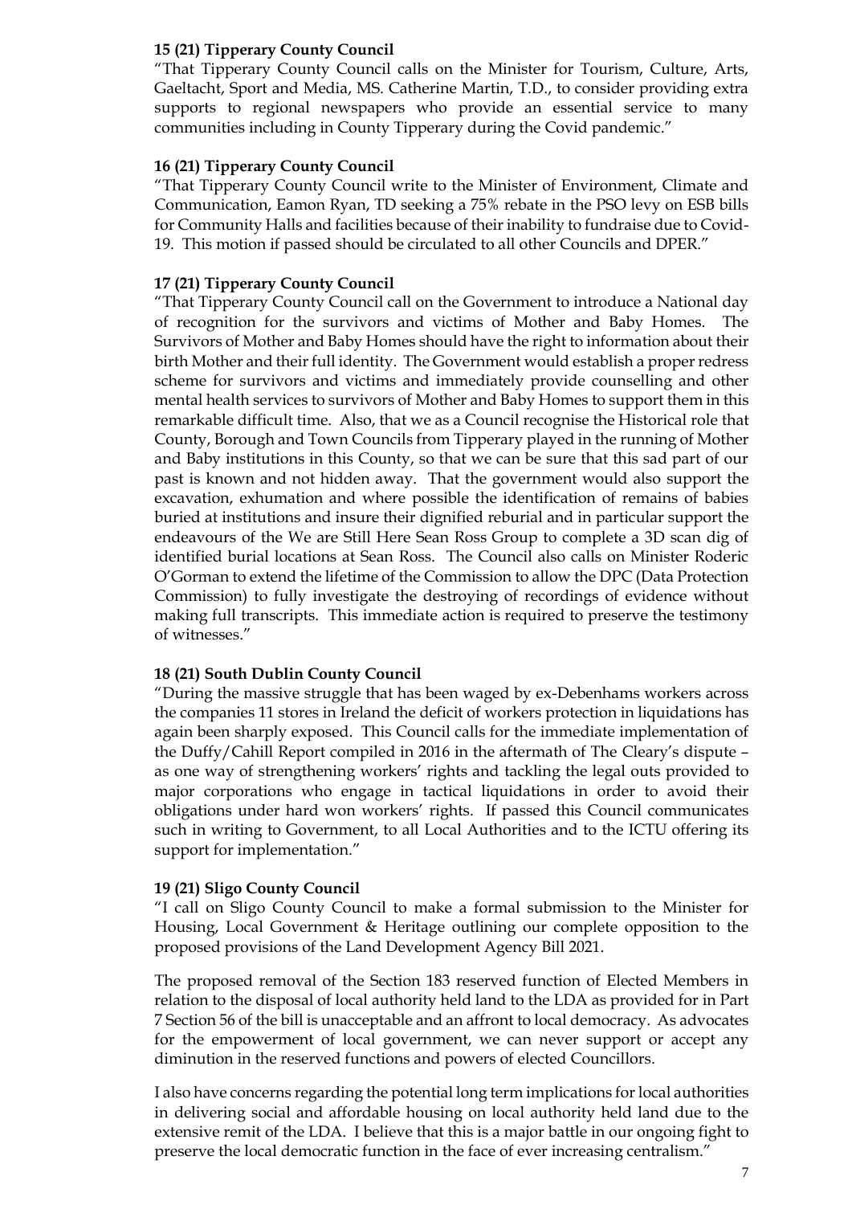**15 (21) Tipperary County Council**

"That Tipperary County Council calls on the Minister for Tourism, Culture, Arts, Gaeltacht, Sport and Media, MS. Catherine Martin, T.D., to consider providing extra supports to regional newspapers who provide an essential service to many communities including in County Tipperary during the Covid pandemic."

**16 (21) Tipperary County Council**

"That Tipperary County Council write to the Minister of Environment, Climate and Communication, Eamon Ryan, TD seeking a 75% rebate in the PSO levy on ESB bills for Community Halls and facilities because of their inability to fundraise due to Covid-19. This motion if passed should be circulated to all other Councils and DPER."

**17 (21) Tipperary County Council**

"That Tipperary County Council call on the Government to introduce a National day of recognition for the survivors and victims of Mother and Baby Homes. The Survivors of Mother and Baby Homes should have the right to information about their birth Mother and their full identity. The Government would establish a proper redress scheme for survivors and victims and immediately provide counselling and other mental health services to survivors of Mother and Baby Homes to support them in this remarkable difficult time. Also, that we as a Council recognise the Historical role that County, Borough and Town Councils from Tipperary played in the running of Mother and Baby institutions in this County, so that we can be sure that this sad part of our past is known and not hidden away. That the government would also support the excavation, exhumation and where possible the identification of remains of babies buried at institutions and insure their dignified reburial and in particular support the endeavours of the We are Still Here Sean Ross Group to complete a 3D scan dig of identified burial locations at Sean Ross. The Council also calls on Minister Roderic O'Gorman to extend the lifetime of the Commission to allow the DPC (Data Protection Commission) to fully investigate the destroying of recordings of evidence without making full transcripts. This immediate action is required to preserve the testimony of witnesses."

**18 (21) South Dublin County Council**

"During the massive struggle that has been waged by ex-Debenhams workers across the companies 11 stores in Ireland the deficit of workers protection in liquidations has again been sharply exposed. This Council calls for the immediate implementation of the Duffy/Cahill Report compiled in 2016 in the aftermath of The Cleary's dispute – as one way of strengthening workers' rights and tackling the legal outs provided to major corporations who engage in tactical liquidations in order to avoid their obligations under hard won workers' rights. If passed this Council communicates such in writing to Government, to all Local Authorities and to the ICTU offering its support for implementation."

**19 (21) Sligo County Council**

"I call on Sligo County Council to make a formal submission to the Minister for Housing, Local Government & Heritage outlining our complete opposition to the proposed provisions of the Land Development Agency Bill 2021.

The proposed removal of the Section 183 reserved function of Elected Members in relation to the disposal of local authority held land to the LDA as provided for in Part 7 Section 56 of the bill is unacceptable and an affront to local democracy. As advocates for the empowerment of local government, we can never support or accept any diminution in the reserved functions and powers of elected Councillors.

I also have concerns regarding the potential long term implications for local authorities in delivering social and affordable housing on local authority held land due to the extensive remit of the LDA. I believe that this is a major battle in our ongoing fight to preserve the local democratic function in the face of ever increasing centralism."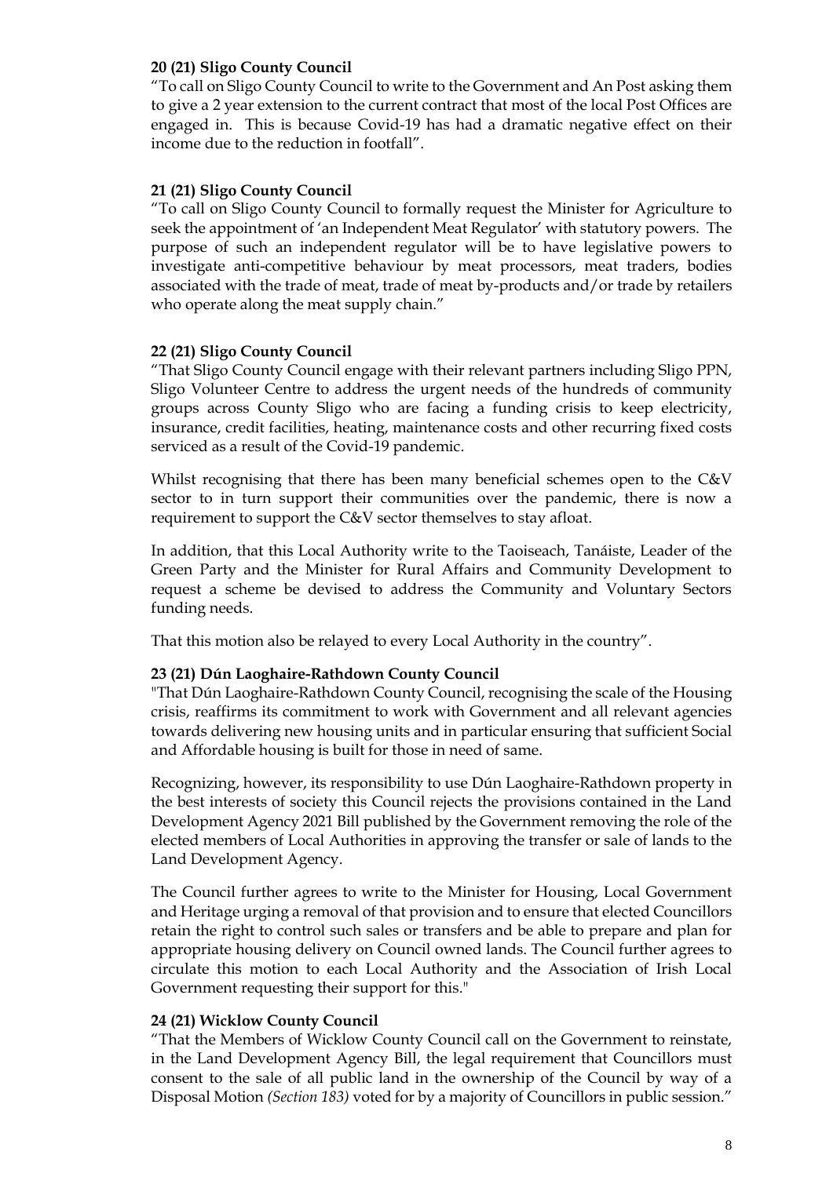**20 (21) Sligo County Council**

"To call on Sligo County Council to write to the Government and An Post asking them to give a 2 year extension to the current contract that most of the local Post Offices are engaged in. This is because Covid-19 has had a dramatic negative effect on their income due to the reduction in footfall".

**21 (21) Sligo County Council**

"To call on Sligo County Council to formally request the Minister for Agriculture to seek the appointment of 'an Independent Meat Regulator' with statutory powers. The purpose of such an independent regulator will be to have legislative powers to investigate anti-competitive behaviour by meat processors, meat traders, bodies associated with the trade of meat, trade of meat by-products and/or trade by retailers who operate along the meat supply chain."

**22 (21) Sligo County Council**

"That Sligo County Council engage with their relevant partners including Sligo PPN, Sligo Volunteer Centre to address the urgent needs of the hundreds of community groups across County Sligo who are facing a funding crisis to keep electricity, insurance, credit facilities, heating, maintenance costs and other recurring fixed costs serviced as a result of the Covid-19 pandemic.

Whilst recognising that there has been many beneficial schemes open to the C&V sector to in turn support their communities over the pandemic, there is now a requirement to support the C&V sector themselves to stay afloat.

In addition, that this Local Authority write to the Taoiseach, Tanáiste, Leader of the Green Party and the Minister for Rural Affairs and Community Development to request a scheme be devised to address the Community and Voluntary Sectors funding needs.

That this motion also be relayed to every Local Authority in the country".

**23 (21) Dún Laoghaire-Rathdown County Council**

"That Dún Laoghaire-Rathdown County Council, recognising the scale of the Housing crisis, reaffirms its commitment to work with Government and all relevant agencies towards delivering new housing units and in particular ensuring that sufficient Social and Affordable housing is built for those in need of same.

Recognizing, however, its responsibility to use Dún Laoghaire-Rathdown property in the best interests of society this Council rejects the provisions contained in the Land Development Agency 2021 Bill published by the Government removing the role of the elected members of Local Authorities in approving the transfer or sale of lands to the Land Development Agency.

The Council further agrees to write to the Minister for Housing, Local Government and Heritage urging a removal of that provision and to ensure that elected Councillors retain the right to control such sales or transfers and be able to prepare and plan for appropriate housing delivery on Council owned lands. The Council further agrees to circulate this motion to each Local Authority and the Association of Irish Local Government requesting their support for this."

**24 (21) Wicklow County Council**

"That the Members of Wicklow County Council call on the Government to reinstate, in the Land Development Agency Bill, the legal requirement that Councillors must consent to the sale of all public land in the ownership of the Council by way of a Disposal Motion *(Section 183)* voted for by a majority of Councillors in public session."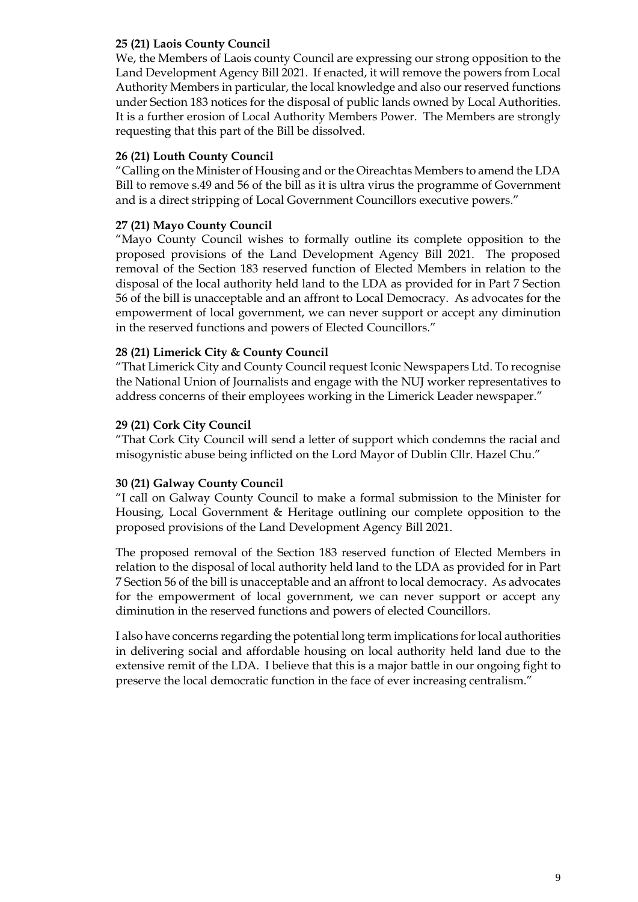**25 (21) Laois County Council**

We, the Members of Laois county Council are expressing our strong opposition to the Land Development Agency Bill 2021. If enacted, it will remove the powers from Local Authority Members in particular, the local knowledge and also our reserved functions under Section 183 notices for the disposal of public lands owned by Local Authorities. It is a further erosion of Local Authority Members Power. The Members are strongly requesting that this part of the Bill be dissolved.

**26 (21) Louth County Council**

"Calling on the Minister of Housing and or the Oireachtas Members to amend the LDA Bill to remove s.49 and 56 of the bill as it is ultra virus the programme of Government and is a direct stripping of Local Government Councillors executive powers."

**27 (21) Mayo County Council**

"Mayo County Council wishes to formally outline its complete opposition to the proposed provisions of the Land Development Agency Bill 2021. The proposed removal of the Section 183 reserved function of Elected Members in relation to the disposal of the local authority held land to the LDA as provided for in Part 7 Section 56 of the bill is unacceptable and an affront to Local Democracy. As advocates for the empowerment of local government, we can never support or accept any diminution in the reserved functions and powers of Elected Councillors."

**28 (21) Limerick City & County Council**

"That Limerick City and County Council request Iconic Newspapers Ltd. To recognise the National Union of Journalists and engage with the NUJ worker representatives to address concerns of their employees working in the Limerick Leader newspaper."

**29 (21) Cork City Council**

"That Cork City Council will send a letter of support which condemns the racial and misogynistic abuse being inflicted on the Lord Mayor of Dublin Cllr. Hazel Chu."

**30 (21) Galway County Council**

"I call on Galway County Council to make a formal submission to the Minister for Housing, Local Government & Heritage outlining our complete opposition to the proposed provisions of the Land Development Agency Bill 2021.

The proposed removal of the Section 183 reserved function of Elected Members in relation to the disposal of local authority held land to the LDA as provided for in Part 7 Section 56 of the bill is unacceptable and an affront to local democracy. As advocates for the empowerment of local government, we can never support or accept any diminution in the reserved functions and powers of elected Councillors.

I also have concerns regarding the potential long term implications for local authorities in delivering social and affordable housing on local authority held land due to the extensive remit of the LDA. I believe that this is a major battle in our ongoing fight to preserve the local democratic function in the face of ever increasing centralism."